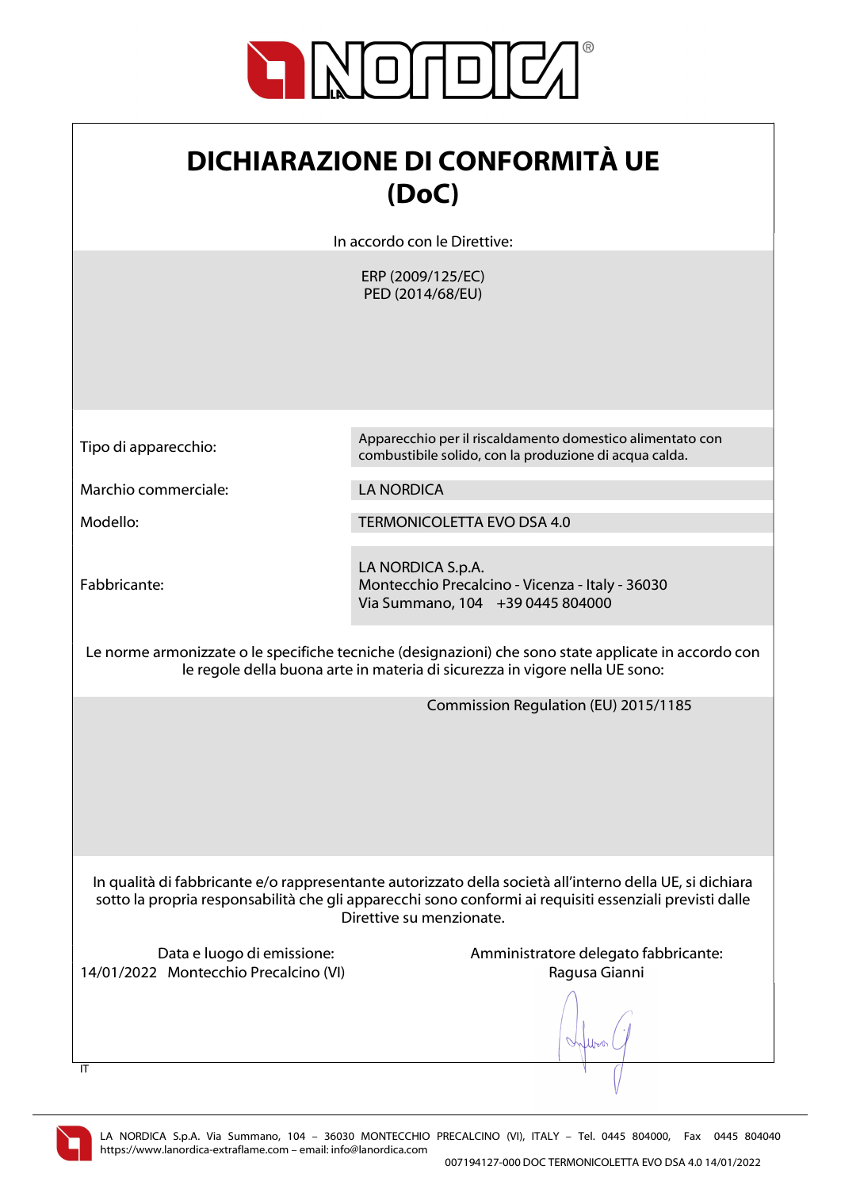# DICHIARAZIONE DI CONFORMITÀ UE (DoC)

In accordo con le Direttive:

ERP (2009/125/EC)
PED (2014/68/EU)

| | |
|---|---|
| Tipo di apparecchio: | Apparecchio per il riscaldamento domestico alimentato con combustibile solido, con la produzione di acqua calda. |
| Marchio commerciale: | LA NORDICA |
| Modello: | TERMONICOLETTA EVO DSA 4.0 |
| Fabbricante: | LA NORDICA S.p.A.<br>Montecchio Precalcino - Vicenza - Italy - 36030<br>Via Summano, 104 +39 0445 804000 |

Le norme armonizzate o le specifiche tecniche (designazioni) che sono state applicate in accordo con le regole della buona arte in materia di sicurezza in vigore nella UE sono:

Commission Regulation (EU) 2015/1185

In qualità di fabbricante e/o rappresentante autorizzato della società all'interno della UE, si dichiara sotto la propria responsabilità che gli apparecchi sono conformi ai requisiti essenziali previsti dalle Direttive su menzionate.

Data e luogo di emissione:
14/01/2022 Montecchio Precalcino (VI)

Amministratore delegato fabbricante:
Ragusa Gianni

IT

LA NORDICA S.p.A. Via Summano, 104 – 36030 MONTECCHIO PRECALCINO (VI), ITALY – Tel. 0445 804000, Fax 0445 804040
https://www.lanordica-extraflame.com – email: info@lanordica.com

007194127-000 DOC TERMONICOLETTA EVO DSA 4.0 14/01/2022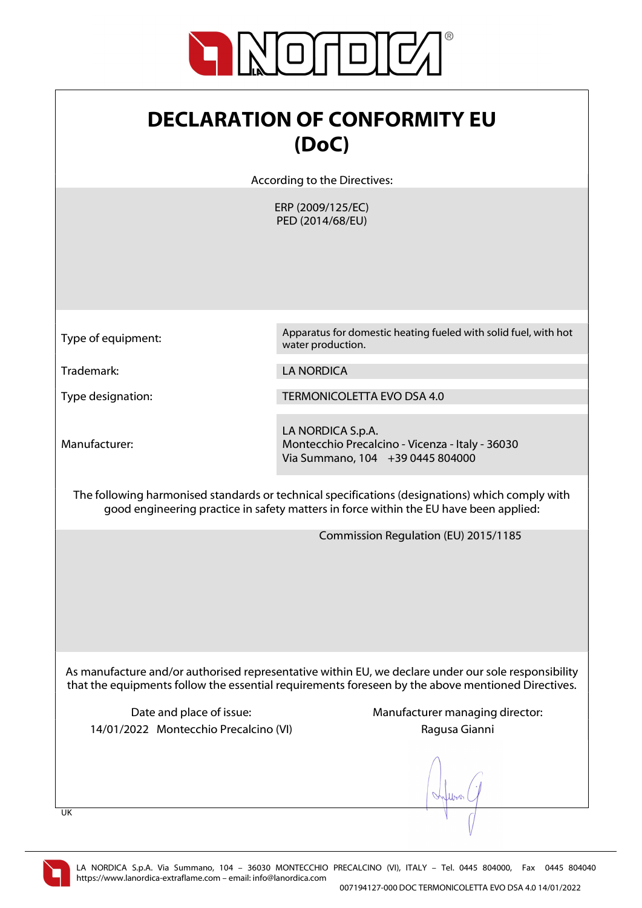# DECLARATION OF CONFORMITY EU (DoC)

According to the Directives:

ERP (2009/125/EC)
PED (2014/68/EU)

| | |
|---|---|
| Type of equipment: | Apparatus for domestic heating fueled with solid fuel, with hot water production. |
| Trademark: | LA NORDICA |
| Type designation: | TERMONICOLETTA EVO DSA 4.0 |
| Manufacturer: | LA NORDICA S.p.A.<br>Montecchio Precalcino - Vicenza - Italy - 36030<br>Via Summano, 104 +39 0445 804000 |

The following harmonised standards or technical specifications (designations) which comply with good engineering practice in safety matters in force within the EU have been applied:

Commission Regulation (EU) 2015/1185

As manufacture and/or authorised representative within EU, we declare under our sole responsibility that the equipments follow the essential requirements foreseen by the above mentioned Directives.

| Date and place of issue: | Manufacturer managing director: |
|---|---|
| 14/01/2022 Montecchio Precalcino (VI) | Ragusa Gianni |

UK

LA NORDICA S.p.A. Via Summano, 104 – 36030 MONTECCHIO PRECALCINO (VI), ITALY – Tel. 0445 804000, Fax 0445 804040
https://www.lanordica-extraflame.com – email: info@lanordica.com

007194127-000 DOC TERMONICOLETTA EVO DSA 4.0 14/01/2022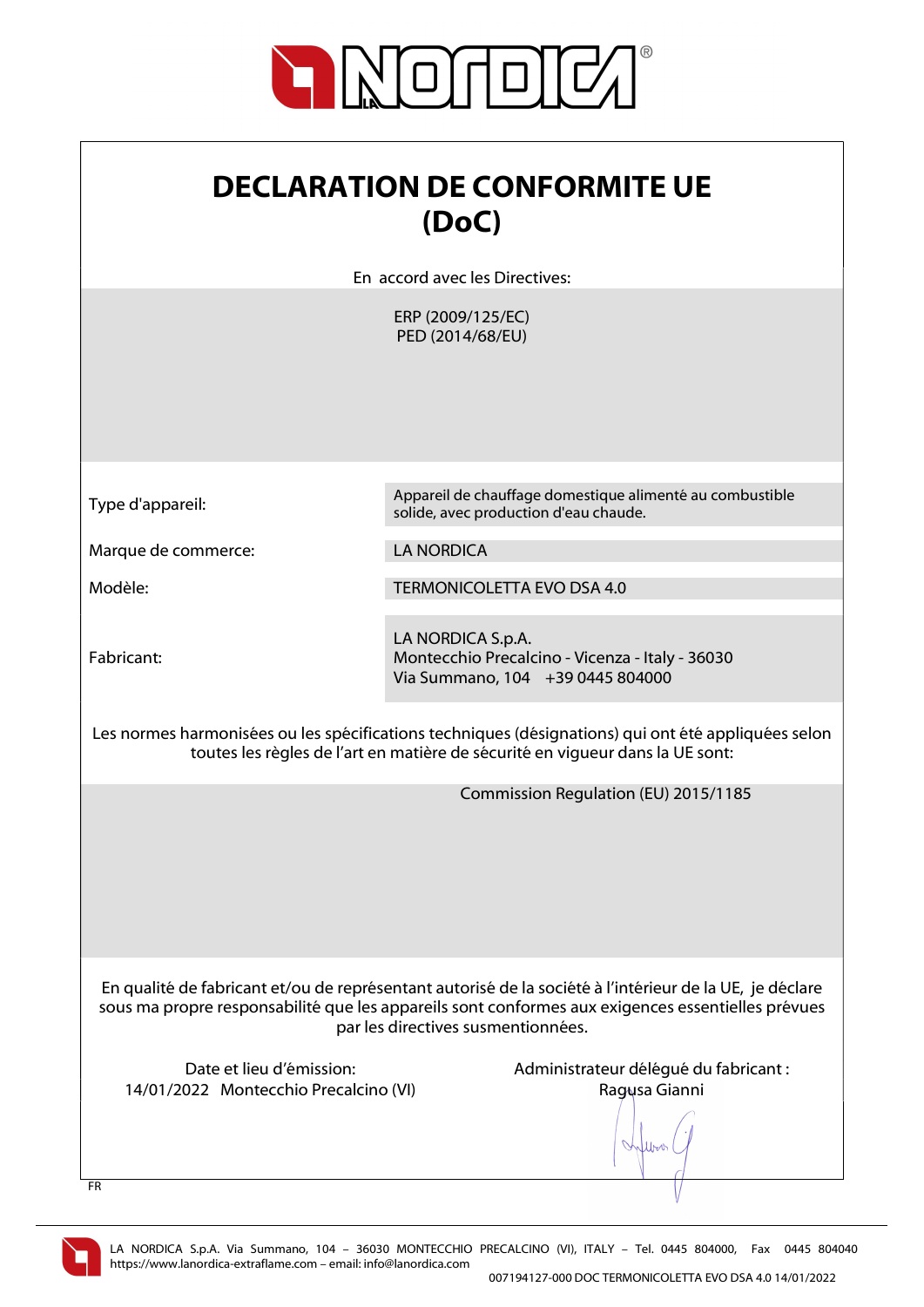# DECLARATION DE CONFORMITE UE (DoC)

En accord avec les Directives:

ERP (2009/125/EC)
PED (2014/68/EU)

| | |
|---|---|
| Type d'appareil: | Appareil de chauffage domestique alimenté au combustible solide, avec production d'eau chaude. |
| Marque de commerce: | LA NORDICA |
| Modèle: | TERMONICOLETTA EVO DSA 4.0 |
| Fabricant: | LA NORDICA S.p.A.<br>Montecchio Precalcino - Vicenza - Italy - 36030<br>Via Summano, 104 +39 0445 804000 |

Les normes harmonisées ou les spécifications techniques (désignations) qui ont été appliquées selon toutes les règles de l'art en matière de sécurité en vigueur dans la UE sont:

Commission Regulation (EU) 2015/1185

En qualité de fabricant et/ou de représentant autorisé de la société à l'intérieur de la UE, je déclare sous ma propre responsabilité que les appareils sont conformes aux exigences essentielles prévues par les directives susmentionnées.

Date et lieu d'émission:
14/01/2022 Montecchio Precalcino (VI)

Administrateur délégué du fabricant :
Ragusa Gianni

FR

LA NORDICA S.p.A. Via Summano, 104 – 36030 MONTECCHIO PRECALCINO (VI), ITALY – Tel. 0445 804000, Fax 0445 804040
https://www.lanordica-extraflame.com – email: info@lanordica.com

007194127-000 DOC TERMONICOLETTA EVO DSA 4.0 14/01/2022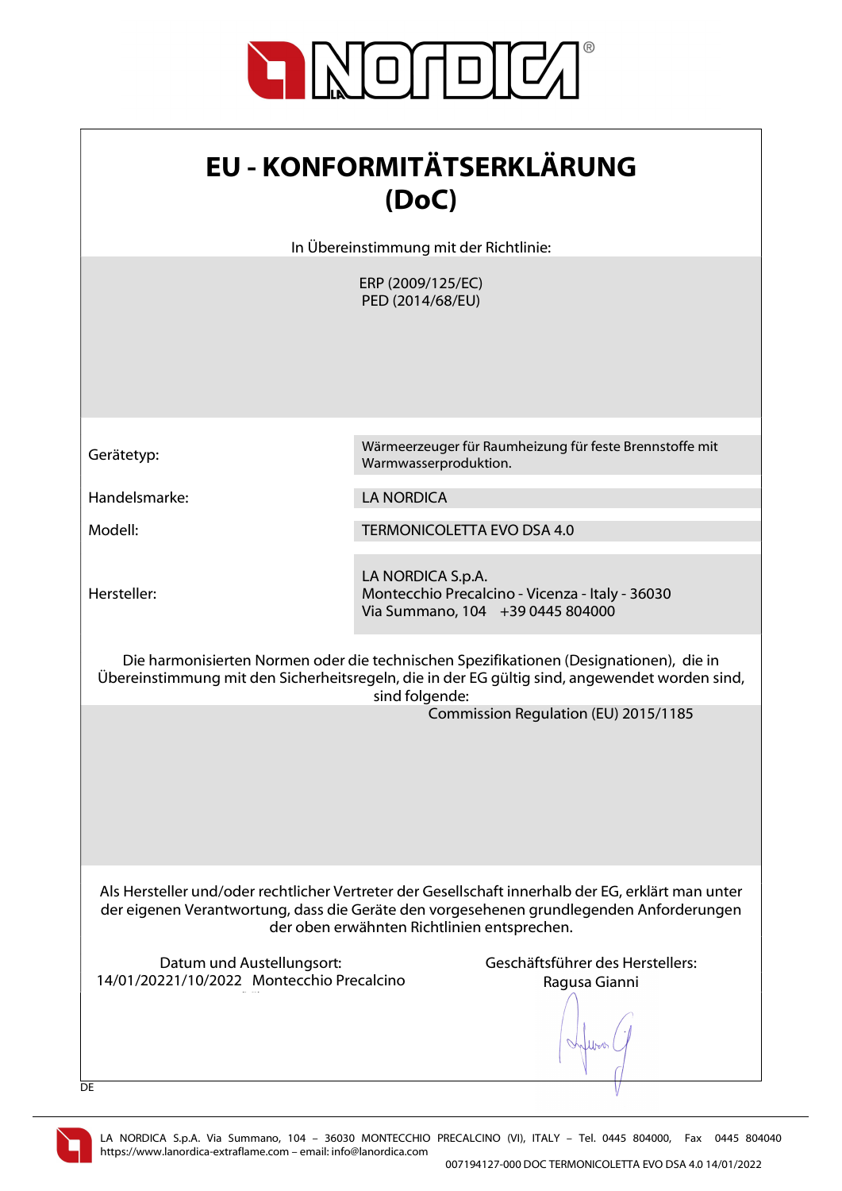# EU - KONFORMITÄTSERKLÄRUNG (DoC)

In Übereinstimmung mit der Richtlinie:

ERP (2009/125/EC)
PED (2014/68/EU)

| | |
|---|---|
| Gerätetyp: | Wärmeerzeuger für Raumheizung für feste Brennstoffe mit Warmwasserproduktion. |
| Handelsmarke: | LA NORDICA |
| Modell: | TERMONICOLETTA EVO DSA 4.0 |
| Hersteller: | LA NORDICA S.p.A.<br>Montecchio Precalcino - Vicenza - Italy - 36030<br>Via Summano, 104 +39 0445 804000 |

Die harmonisierten Normen oder die technischen Spezifikationen (Designationen), die in Übereinstimmung mit den Sicherheitsregeln, die in der EG gültig sind, angewendet worden sind, sind folgende:

Commission Regulation (EU) 2015/1185

Als Hersteller und/oder rechtlicher Vertreter der Gesellschaft innerhalb der EG, erklärt man unter der eigenen Verantwortung, dass die Geräte den vorgesehenen grundlegenden Anforderungen der oben erwähnten Richtlinien entsprechen.

Datum und Austellungsort:
14/01/20221/10/2022 Montecchio Precalcino

Geschäftsführer des Herstellers:
Ragusa Gianni

DE

LA NORDICA S.p.A. Via Summano, 104 – 36030 MONTECCHIO PRECALCINO (VI), ITALY – Tel. 0445 804000, Fax 0445 804040
https://www.lanordica-extraflame.com – email: info@lanordica.com

007194127-000 DOC TERMONICOLETTA EVO DSA 4.0 14/01/2022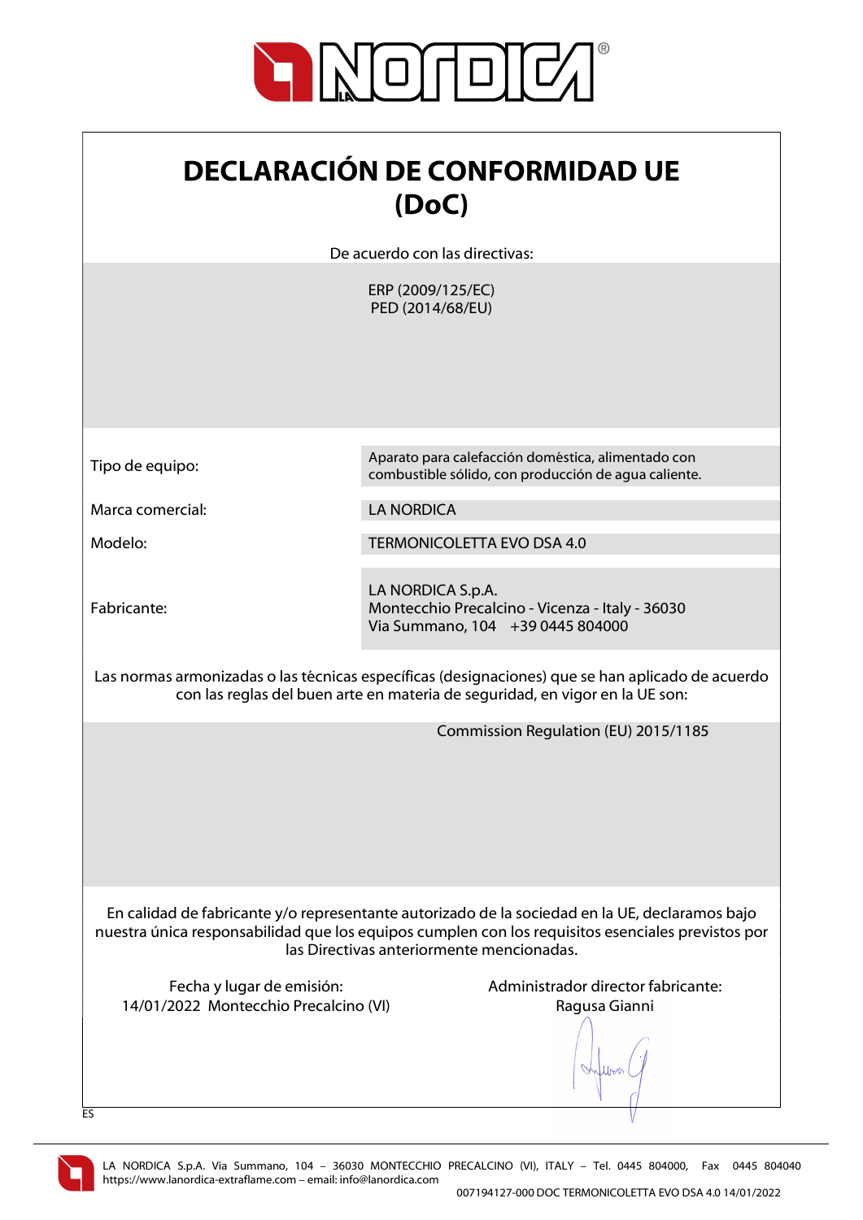# DECLARACIÓN DE CONFORMIDAD UE (DoC)

De acuerdo con las directivas:

ERP (2009/125/EC)
PED (2014/68/EU)

| | |
|---|---|
| Tipo de equipo: | Aparato para calefacción doméstica, alimentado con combustible sólido, con producción de agua caliente. |
| Marca comercial: | LA NORDICA |
| Modelo: | TERMONICOLETTA EVO DSA 4.0 |
| Fabricante: | LA NORDICA S.p.A.<br>Montecchio Precalcino - Vicenza - Italy - 36030<br>Via Summano, 104 +39 0445 804000 |

Las normas armonizadas o las técnicas específicas (designaciones) que se han aplicado de acuerdo con las reglas del buen arte en materia de seguridad, en vigor en la UE son:

Commission Regulation (EU) 2015/1185

En calidad de fabricante y/o representante autorizado de la sociedad en la UE, declaramos bajo nuestra única responsabilidad que los equipos cumplen con los requisitos esenciales previstos por las Directivas anteriormente mencionadas.

Fecha y lugar de emisión:
14/01/2022 Montecchio Precalcino (VI)

Administrador director fabricante:
Ragusa Gianni

ES

LA NORDICA S.p.A. Via Summano, 104 – 36030 MONTECCHIO PRECALCINO (VI), ITALY – Tel. 0445 804000, Fax 0445 804040
https://www.lanordica-extraflame.com – email: info@lanordica.com

007194127-000 DOC TERMONICOLETTA EVO DSA 4.0 14/01/2022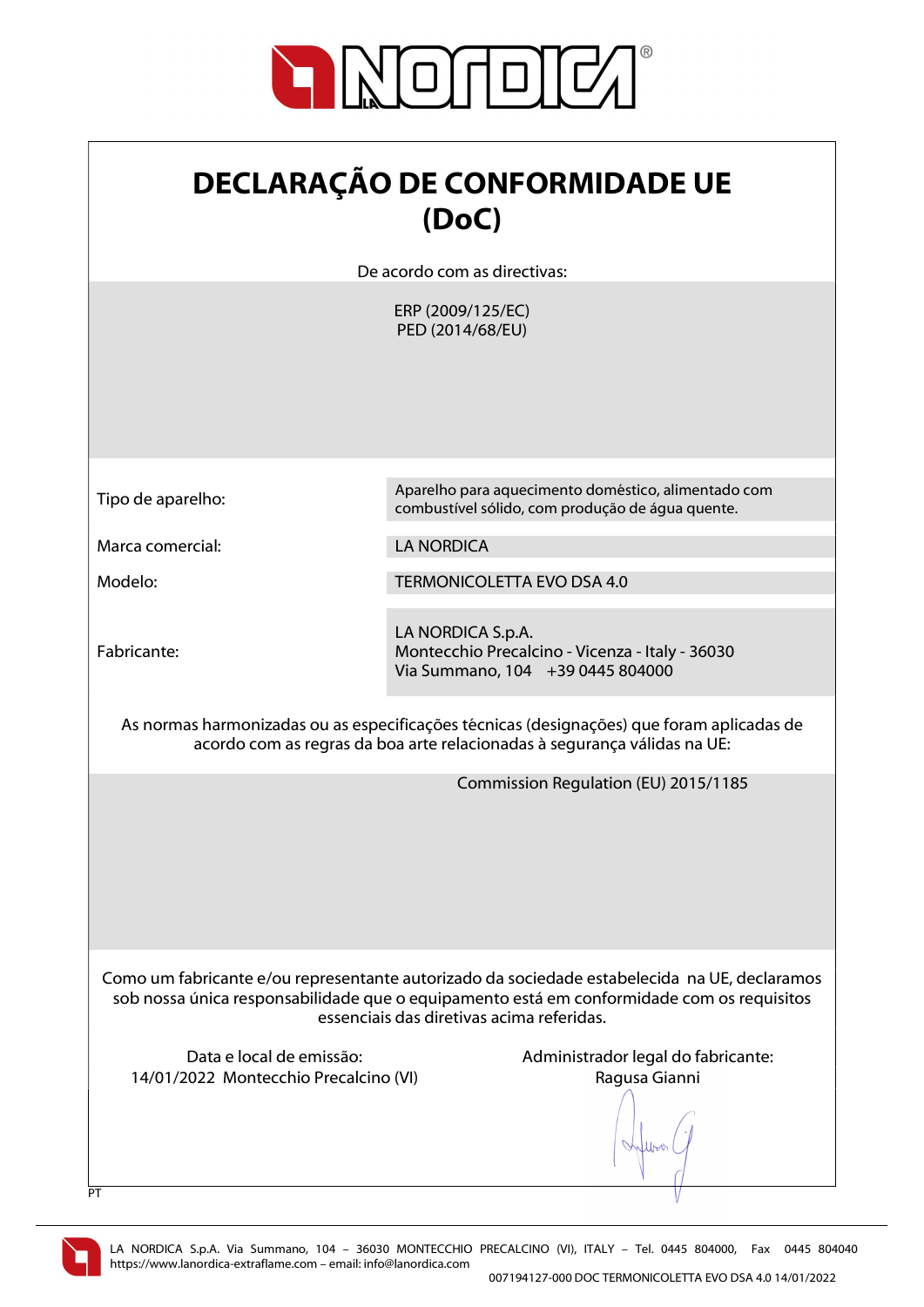# DECLARAÇÃO DE CONFORMIDADE UE (DoC)

De acordo com as directivas:

ERP (2009/125/EC)
PED (2014/68/EU)

| | |
|---|---|
| Tipo de aparelho: | Aparelho para aquecimento doméstico, alimentado com combustível sólido, com produção de água quente. |
| Marca comercial: | LA NORDICA |
| Modelo: | TERMONICOLETTA EVO DSA 4.0 |
| Fabricante: | LA NORDICA S.p.A.<br>Montecchio Precalcino - Vicenza - Italy - 36030<br>Via Summano, 104 +39 0445 804000 |

As normas harmonizadas ou as especificações técnicas (designações) que foram aplicadas de acordo com as regras da boa arte relacionadas à segurança válidas na UE:

Commission Regulation (EU) 2015/1185

Como um fabricante e/ou representante autorizado da sociedade estabelecida na UE, declaramos sob nossa única responsabilidade que o equipamento está em conformidade com os requisitos essenciais das diretivas acima referidas.

Data e local de emissão:
14/01/2022 Montecchio Precalcino (VI)

Administrador legal do fabricante:
Ragusa Gianni

PT

LA NORDICA S.p.A. Via Summano, 104 – 36030 MONTECCHIO PRECALCINO (VI), ITALY – Tel. 0445 804000, Fax 0445 804040
https://www.lanordica-extraflame.com – email: info@lanordica.com

007194127-000 DOC TERMONICOLETTA EVO DSA 4.0 14/01/2022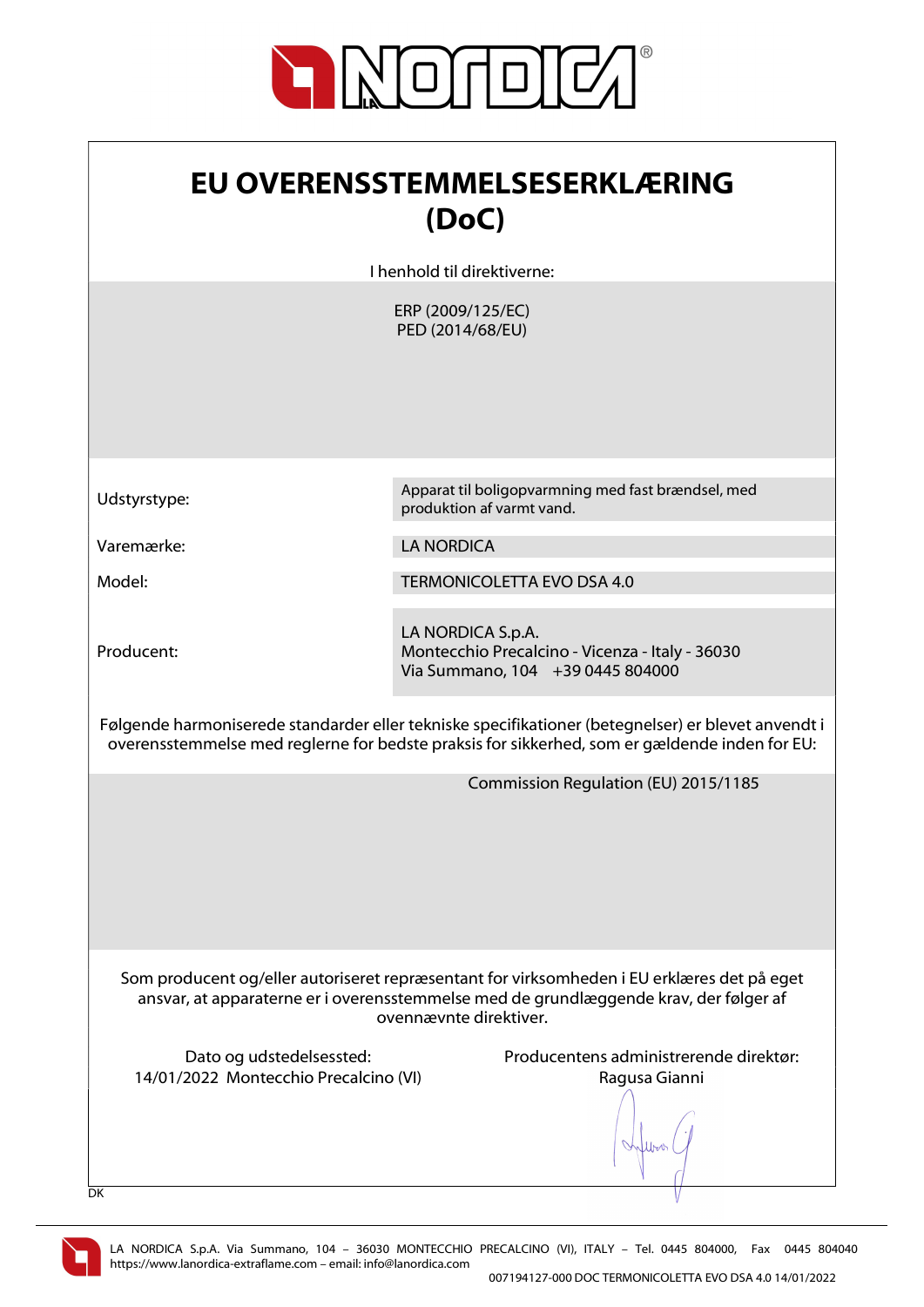# EU OVERENSSTEMMELSESERKLÆRING (DoC)

I henhold til direktiverne:

ERP (2009/125/EC)
PED (2014/68/EU)

| | |
|---|---|
| Udstyrstype: | Apparat til boligopvarmning med fast brændsel, med produktion af varmt vand. |
| Varemærke: | LA NORDICA |
| Model: | TERMONICOLETTA EVO DSA 4.0 |
| Producent: | LA NORDICA S.p.A.<br>Montecchio Precalcino - Vicenza - Italy - 36030<br>Via Summano, 104    +39 0445 804000 |

Følgende harmoniserede standarder eller tekniske specifikationer (betegnelser) er blevet anvendt i overensstemmelse med reglerne for bedste praksis for sikkerhed, som er gældende inden for EU:

Commission Regulation (EU) 2015/1185

Som producent og/eller autoriseret repræsentant for virksomheden i EU erklæres det på eget ansvar, at apparaterne er i overensstemmelse med de grundlæggende krav, der følger af ovennævnte direktiver.

Dato og udstedelsessted:
14/01/2022  Montecchio Precalcino (VI)

Producentens administrerende direktør:
Ragusa Gianni

DK

LA NORDICA S.p.A. Via Summano, 104 – 36030 MONTECCHIO PRECALCINO (VI), ITALY – Tel. 0445 804000, Fax 0445 804040
https://www.lanordica-extraflame.com – email: info@lanordica.com

007194127-000 DOC TERMONICOLETTA EVO DSA 4.0 14/01/2022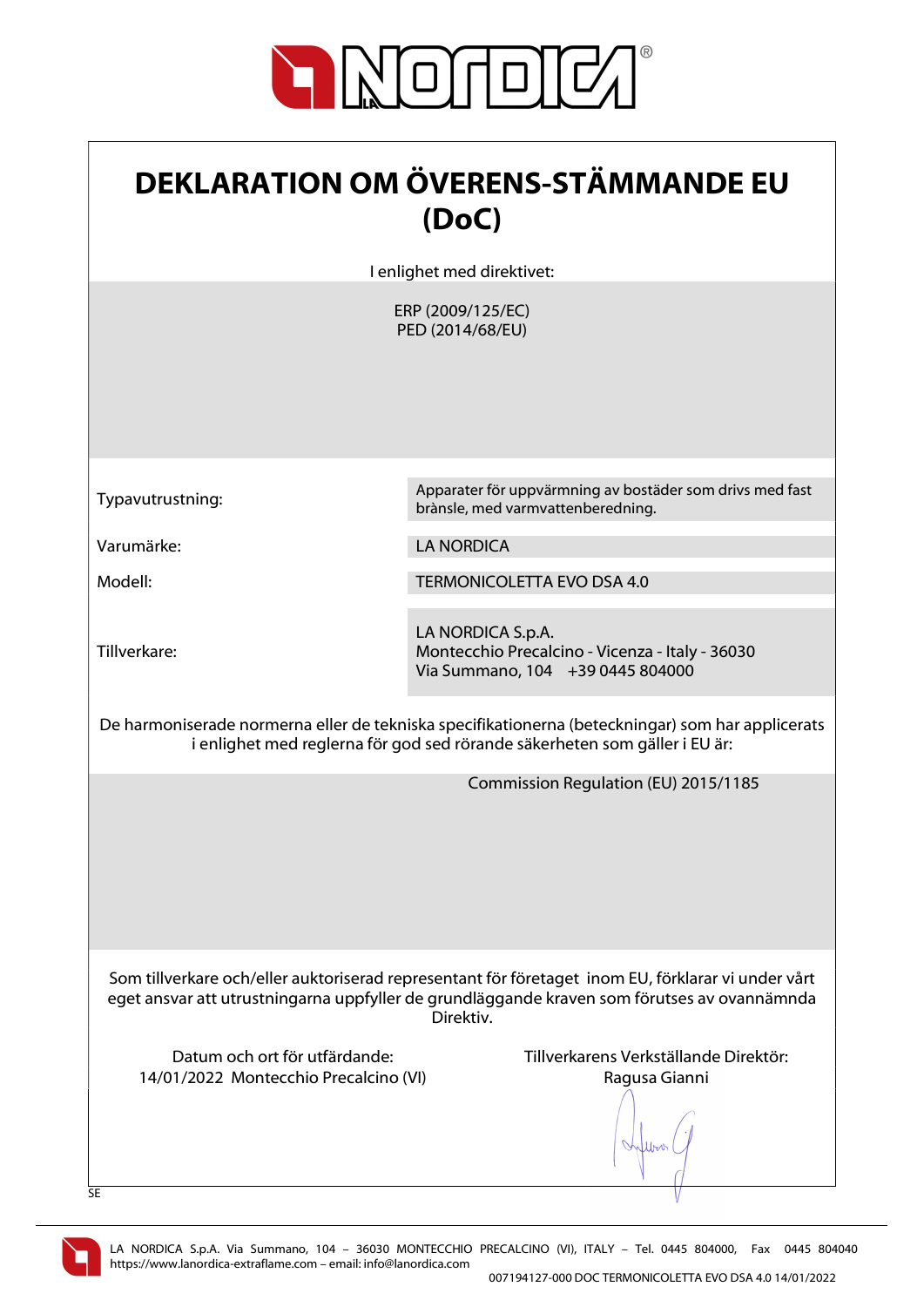# DEKLARATION OM ÖVERENS-STÄMMANDE EU (DoC)

I enlighet med direktivet:

ERP (2009/125/EC)
PED (2014/68/EU)

| | |
|---|---|
| Typavutrustning: | Apparater för uppvärmning av bostäder som drivs med fast brànsle, med varmvattenberedning. |
| Varumärke: | LA NORDICA |
| Modell: | TERMONICOLETTA EVO DSA 4.0 |
| Tillverkare: | LA NORDICA S.p.A.<br>Montecchio Precalcino - Vicenza - Italy - 36030<br>Via Summano, 104 +39 0445 804000 |

De harmoniserade normerna eller de tekniska specifikationerna (beteckningar) som har applicerats i enlighet med reglerna för god sed rörande säkerheten som gäller i EU är:

Commission Regulation (EU) 2015/1185

Som tillverkare och/eller auktoriserad representant för företaget inom EU, förklarar vi under vårt eget ansvar att utrustningarna uppfyller de grundläggande kraven som förutses av ovannämnda Direktiv.

Datum och ort för utfärdande:
14/01/2022 Montecchio Precalcino (VI)

Tillverkarens Verkställande Direktör:
Ragusa Gianni

SE

LA NORDICA S.p.A. Via Summano, 104 – 36030 MONTECCHIO PRECALCINO (VI), ITALY – Tel. 0445 804000, Fax 0445 804040
https://www.lanordica-extraflame.com – email: info@lanordica.com

007194127-000 DOC TERMONICOLETTA EVO DSA 4.0 14/01/2022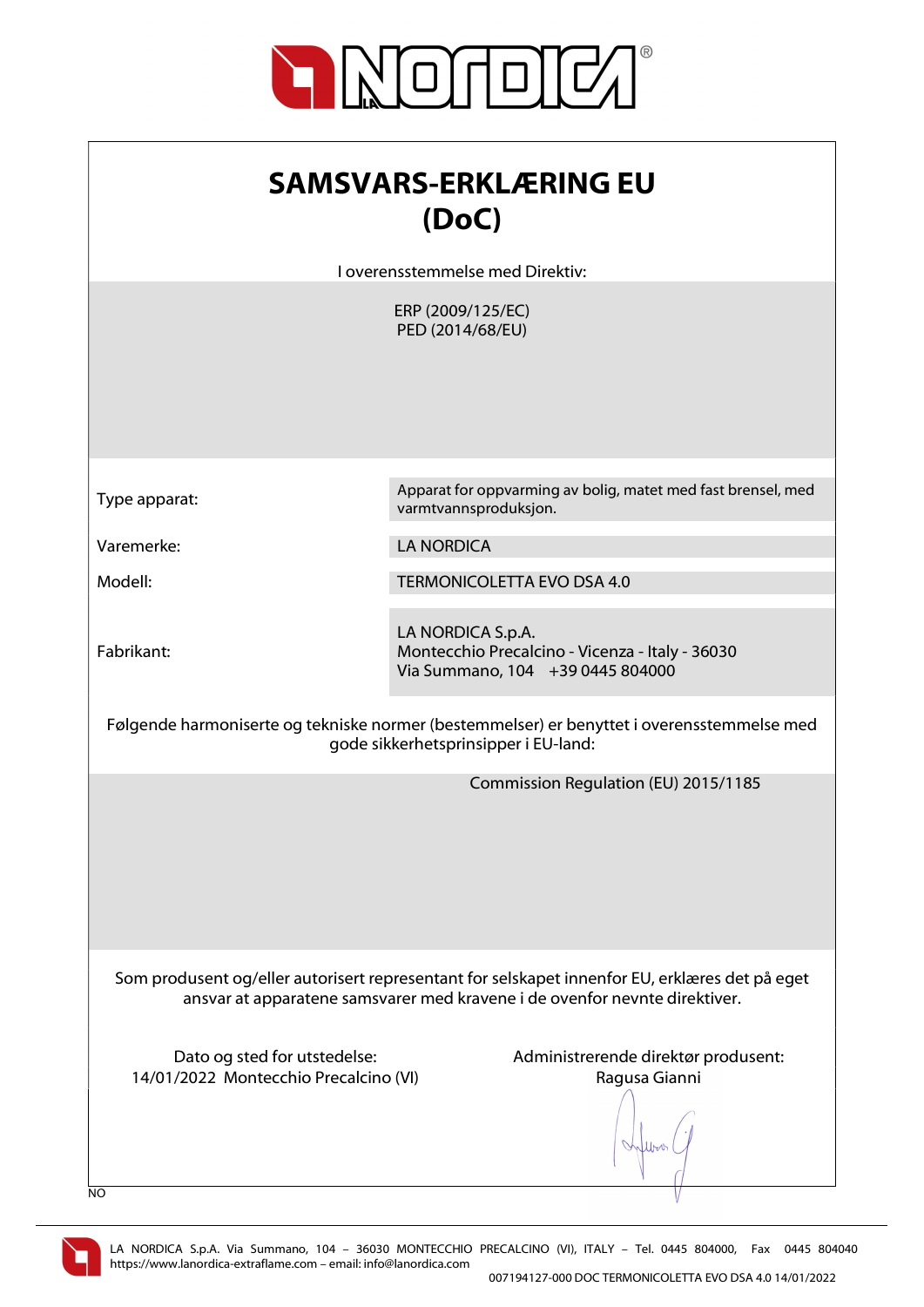# SAMSVARS-ERKLÆRING EU (DoC)

I overensstemmelse med Direktiv:

ERP (2009/125/EC)
PED (2014/68/EU)

| | |
|---|---|
| Type apparat: | Apparat for oppvarming av bolig, matet med fast brensel, med varmtvannsproduksjon. |
| Varemerke: | LA NORDICA |
| Modell: | TERMONICOLETTA EVO DSA 4.0 |
| Fabrikant: | LA NORDICA S.p.A.<br>Montecchio Precalcino - Vicenza - Italy - 36030<br>Via Summano, 104 +39 0445 804000 |

Følgende harmoniserte og tekniske normer (bestemmelser) er benyttet i overensstemmelse med gode sikkerhetsprinsipper i EU-land:

Commission Regulation (EU) 2015/1185

Som produsent og/eller autorisert representant for selskapet innenfor EU, erklæres det på eget ansvar at apparatene samsvarer med kravene i de ovenfor nevnte direktiver.

Dato og sted for utstedelse:
14/01/2022 Montecchio Precalcino (VI)

Administrerende direktør produsent:
Ragusa Gianni

NO

LA NORDICA S.p.A. Via Summano, 104 – 36030 MONTECCHIO PRECALCINO (VI), ITALY – Tel. 0445 804000, Fax 0445 804040
https://www.lanordica-extraflame.com – email: info@lanordica.com

007194127-000 DOC TERMONICOLETTA EVO DSA 4.0 14/01/2022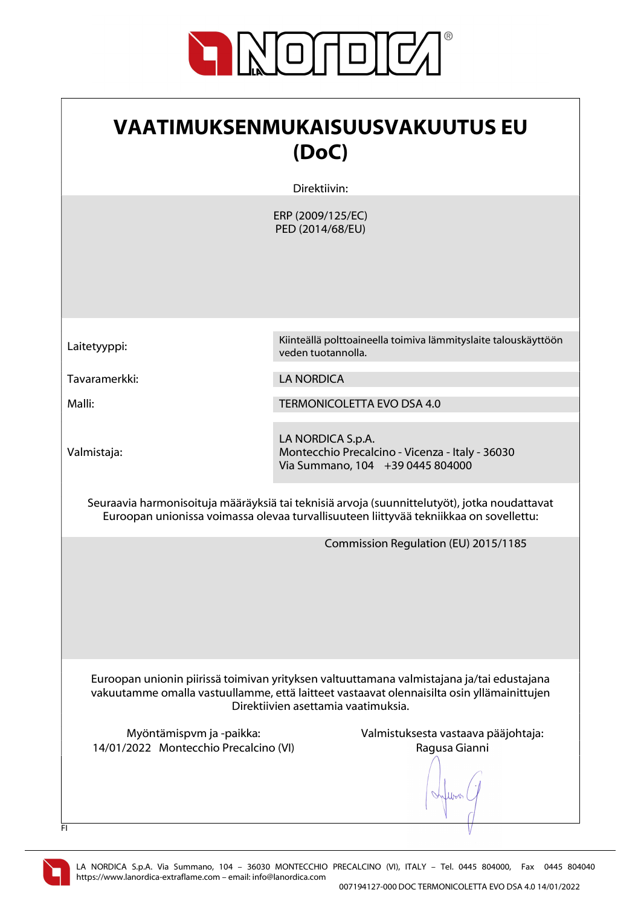# VAATIMUKSENMUKAISUUSVAKUUTUS EU (DoC)

Direktiivin:

ERP (2009/125/EC)
PED (2014/68/EU)

| | |
|---|---|
| Laitetyyppi: | Kiinteällä polttoaineella toimiva lämmityslaite talouskäyttöön veden tuotannolla. |
| Tavaramerkki: | LA NORDICA |
| Malli: | TERMONICOLETTA EVO DSA 4.0 |
| Valmistaja: | LA NORDICA S.p.A.<br>Montecchio Precalcino - Vicenza - Italy - 36030<br>Via Summano, 104 +39 0445 804000 |

Seuraavia harmonisoituja määräyksiä tai teknisiä arvoja (suunnittelutyöt), jotka noudattavat Euroopan unionissa voimassa olevaa turvallisuuteen liittyvää tekniikkaa on sovellettu:

Commission Regulation (EU) 2015/1185

Euroopan unionin piirissä toimivan yrityksen valtuuttamana valmistajana ja/tai edustajana vakuutamme omalla vastuullamme, että laitteet vastaavat olennaisilta osin yllämainittujen Direktiivien asettamia vaatimuksia.

Myöntämispvm ja -paikka:
14/01/2022 Montecchio Precalcino (VI)

Valmistuksesta vastaava pääjohtaja:
Ragusa Gianni

FI

LA NORDICA S.p.A. Via Summano, 104 – 36030 MONTECCHIO PRECALCINO (VI), ITALY – Tel. 0445 804000, Fax 0445 804040
https://www.lanordica-extraflame.com – email: info@lanordica.com

007194127-000 DOC TERMONICOLETTA EVO DSA 4.0 14/01/2022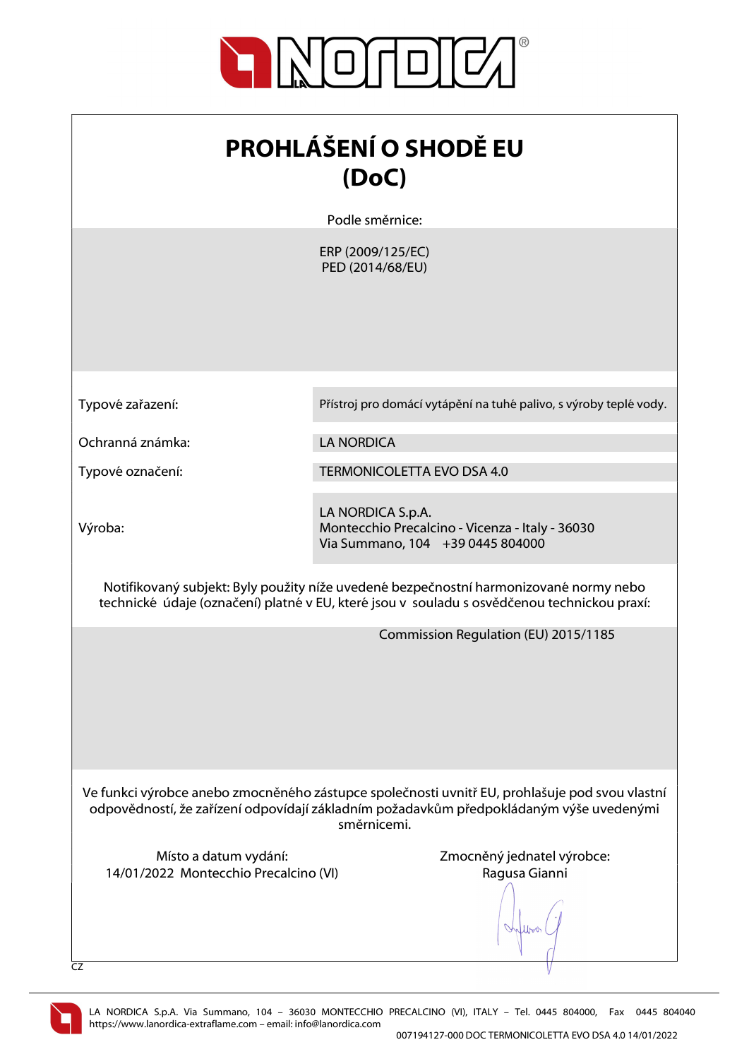# PROHLÁŠENÍ O SHODĚ EU (DoC)

Podle směrnice:

ERP (2009/125/EC)
PED (2014/68/EU)

| | |
|---|---|
| Typové zařazení: | Přístroj pro domácí vytápění na tuhé palivo, s výroby teplé vody. |
| Ochranná známka: | LA NORDICA |
| Typové označení: | TERMONICOLETTA EVO DSA 4.0 |
| Výroba: | LA NORDICA S.p.A.<br>Montecchio Precalcino - Vicenza - Italy - 36030<br>Via Summano, 104 +39 0445 804000 |

Notifikovaný subjekt: Byly použity níže uvedené bezpečnostní harmonizované normy nebo technické údaje (označení) platné v EU, které jsou v souladu s osvědčenou technickou praxí:

Commission Regulation (EU) 2015/1185

Ve funkci výrobce anebo zmocněného zástupce společnosti uvnitř EU, prohlašuje pod svou vlastní odpovědností, že zařízení odpovídají základním požadavkům předpokládaným výše uvedenými směrnicemi.

Místo a datum vydání:
14/01/2022 Montecchio Precalcino (VI)

Zmocněný jednatel výrobce:
Ragusa Gianni

CZ

LA NORDICA S.p.A. Via Summano, 104 – 36030 MONTECCHIO PRECALCINO (VI), ITALY – Tel. 0445 804000, Fax 0445 804040
https://www.lanordica-extraflame.com – email: info@lanordica.com

007194127-000 DOC TERMONICOLETTA EVO DSA 4.0 14/01/2022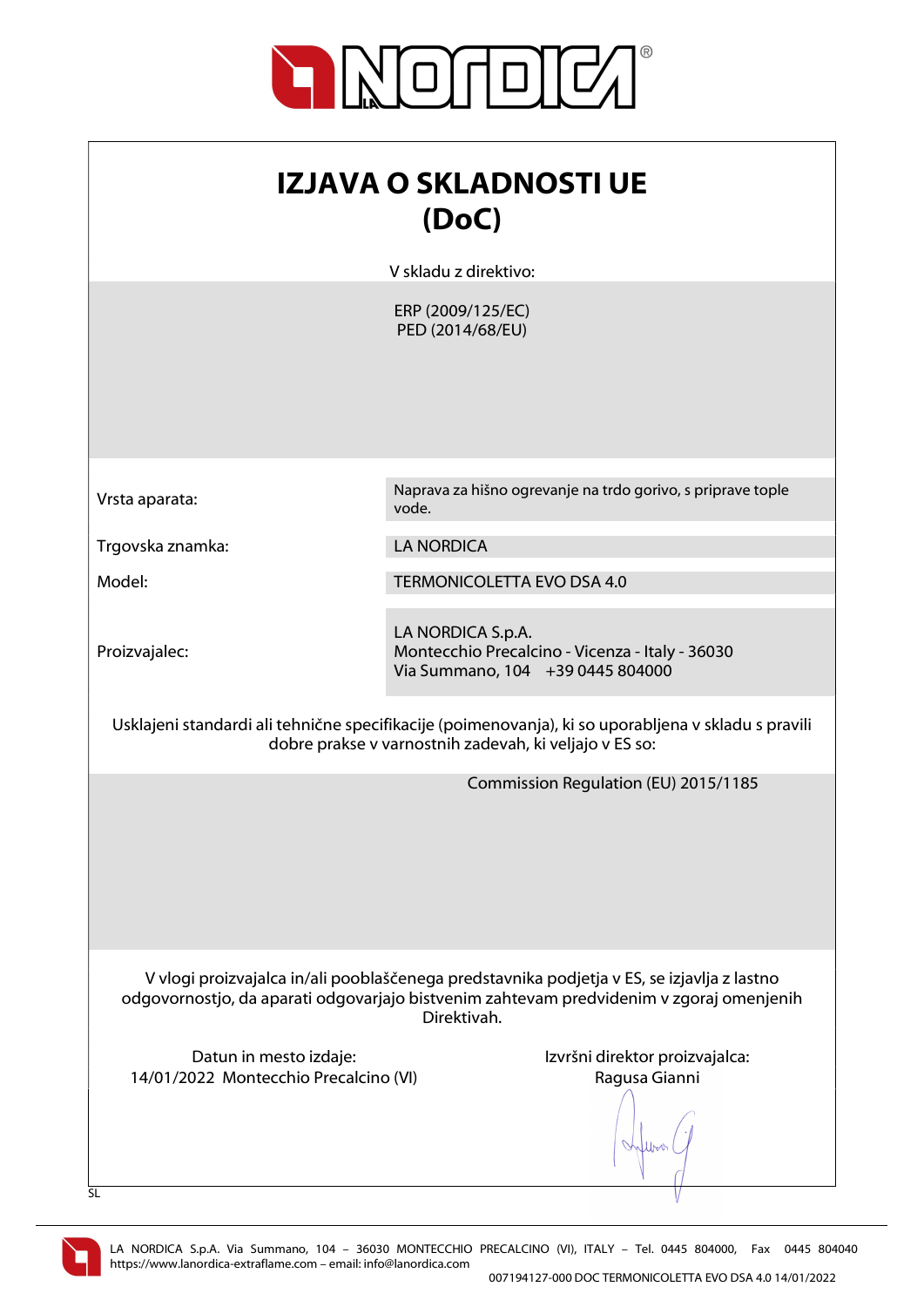# IZJAVA O SKLADNOSTI UE (DoC)

V skladu z direktivo:

ERP (2009/125/EC)
PED (2014/68/EU)

| | |
|---|---|
| Vrsta aparata: | Naprava za hišno ogrevanje na trdo gorivo, s priprave tople vode. |
| Trgovska znamka: | LA NORDICA |
| Model: | TERMONICOLETTA EVO DSA 4.0 |
| Proizvajalec: | LA NORDICA S.p.A.<br>Montecchio Precalcino - Vicenza - Italy - 36030<br>Via Summano, 104 +39 0445 804000 |

Usklajeni standardi ali tehnične specifikacije (poimenovanja), ki so uporabljena v skladu s pravili dobre prakse v varnostnih zadevah, ki veljajo v ES so:

Commission Regulation (EU) 2015/1185

V vlogi proizvajalca in/ali pooblaščenega predstavnika podjetja v ES, se izjavlja z lastno odgovornostjo, da aparati odgovarjajo bistvenim zahtevam predvidenim v zgoraj omenjenih Direktivah.

Datun in mesto izdaje:
14/01/2022 Montecchio Precalcino (VI)

Izvršni direktor proizvajalca:
Ragusa Gianni

SL

LA NORDICA S.p.A. Via Summano, 104 – 36030 MONTECCHIO PRECALCINO (VI), ITALY – Tel. 0445 804000, Fax 0445 804040
https://www.lanordica-extraflame.com – email: info@lanordica.com

007194127-000 DOC TERMONICOLETTA EVO DSA 4.0 14/01/2022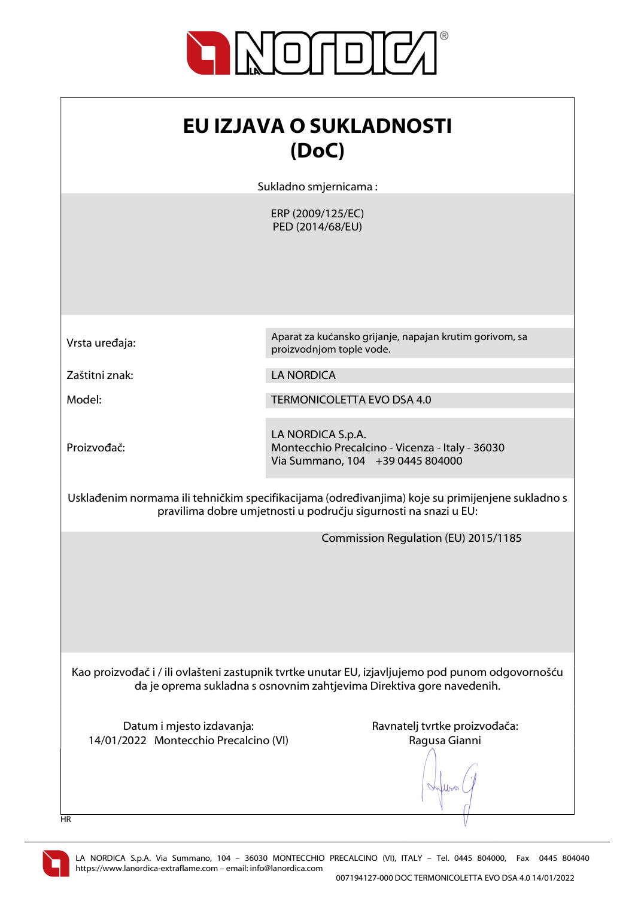# EU IZJAVA O SUKLADNOSTI (DoC)

Sukladno smjernicama :

ERP (2009/125/EC)
PED (2014/68/EU)

| | |
|---|---|
| Vrsta uređaja: | Aparat za kućansko grijanje, napajan krutim gorivom, sa proizvodnjom tople vode. |
| Zaštitni znak: | LA NORDICA |
| Model: | TERMONICOLETTA EVO DSA 4.0 |
| Proizvođač: | LA NORDICA S.p.A.<br>Montecchio Precalcino - Vicenza - Italy - 36030<br>Via Summano, 104 +39 0445 804000 |

Usklađenim normama ili tehničkim specifikacijama (određivanjima) koje su primijenjene sukladno s pravilima dobre umjetnosti u području sigurnosti na snazi u EU:

Commission Regulation (EU) 2015/1185

Kao proizvođač i / ili ovlašteni zastupnik tvrtke unutar EU, izjavljujemo pod punom odgovornošću da je oprema sukladna s osnovnim zahtjevima Direktiva gore navedenih.

Datum i mjesto izdavanja:
14/01/2022 Montecchio Precalcino (VI)

Ravnatelj tvrtke proizvođača:
Ragusa Gianni

HR

LA NORDICA S.p.A. Via Summano, 104 – 36030 MONTECCHIO PRECALCINO (VI), ITALY – Tel. 0445 804000, Fax 0445 804040
https://www.lanordica-extraflame.com – email: info@lanordica.com

007194127-000 DOC TERMONICOLETTA EVO DSA 4.0 14/01/2022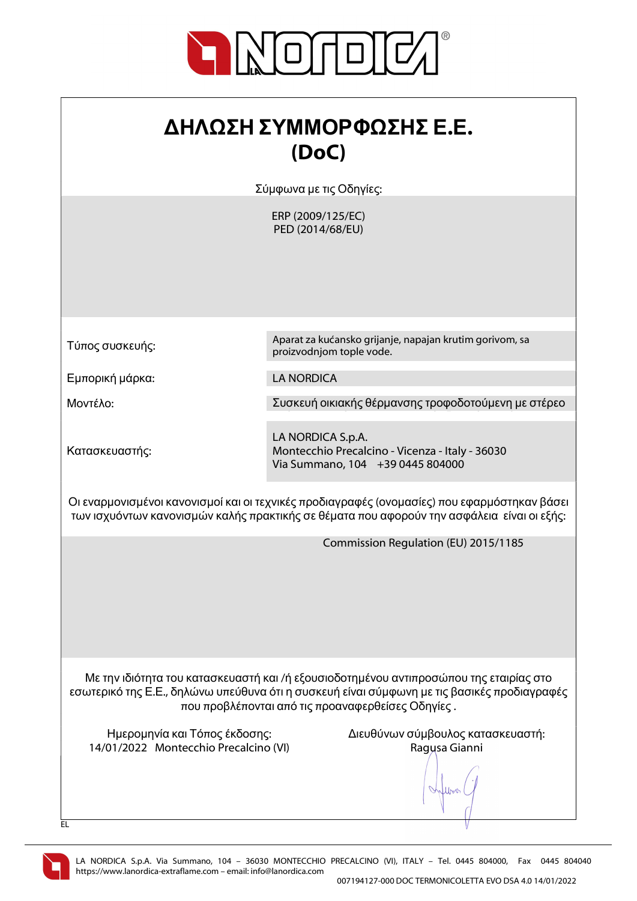# ΔΗΛΩΣΗ ΣΥΜΜΟΡΦΩΣΗΣ Ε.Ε.
# (DoC)

Σύμφωνα με τις Οδηγίες:

ERP (2009/125/EC)
PED (2014/68/EU)

| | |
|---|---|
| Τύπος συσκευής: | Aparat za kućansko grijanje, napajan krutim gorivom, sa proizvodnjom tople vode. |
| Εμπορική μάρκα: | LA NORDICA |
| Μοντέλο: | Συσκευή οικιακής θέρμανσης τροφοδοτούμενη με στέρεο |
| Κατασκευαστής: | LA NORDICA S.p.A.<br>Montecchio Precalcino - Vicenza - Italy - 36030<br>Via Summano, 104 +39 0445 804000 |

Οι εναρμονισμένοι κανονισμοί και οι τεχνικές προδιαγραφές (ονομασίες) που εφαρμόστηκαν βάσει των ισχυόντων κανονισμών καλής πρακτικής σε θέματα που αφορούν την ασφάλεια είναι οι εξής:

Commission Regulation (EU) 2015/1185

Με την ιδιότητα του κατασκευαστή και /ή εξουσιοδοτημένου αντιπροσώπου της εταιρίας στο εσωτερικό της Ε.Ε., δηλώνω υπεύθυνα ότι η συσκευή είναι σύμφωνη με τις βασικές προδιαγραφές που προβλέπονται από τις προαναφερθείσες Οδηγίες .

Ημερομηνία και Τόπος έκδοσης:
14/01/2022 Montecchio Precalcino (VI)

Διευθύνων σύμβουλος κατασκευαστή:
Ragusa Gianni

EL

LA NORDICA S.p.A. Via Summano, 104 – 36030 MONTECCHIO PRECALCINO (VI), ITALY – Tel. 0445 804000, Fax 0445 804040
https://www.lanordica-extraflame.com – email: info@lanordica.com

007194127-000 DOC TERMONICOLETTA EVO DSA 4.0 14/01/2022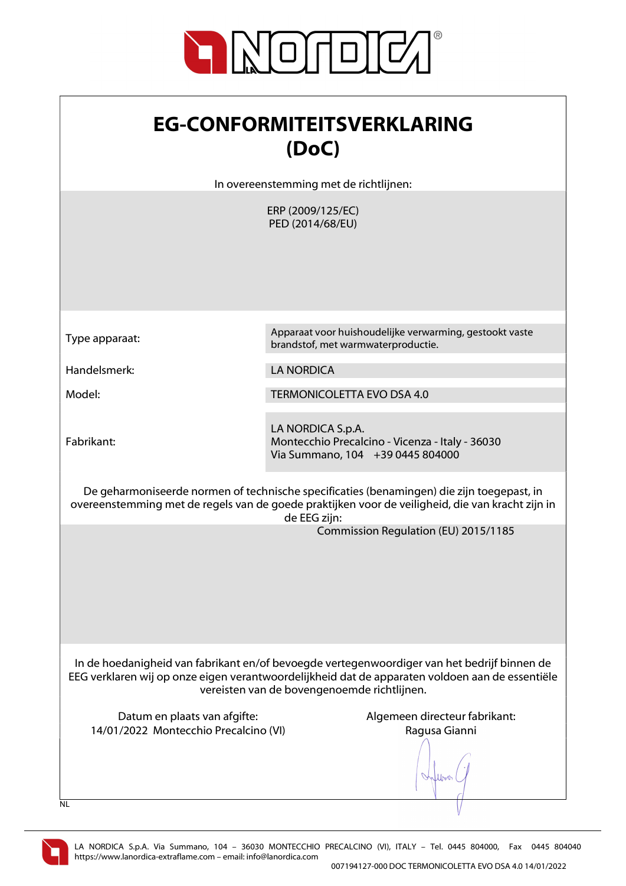# EG-CONFORMITEITSVERKLARING (DoC)

In overeenstemming met de richtlijnen:

ERP (2009/125/EC)
PED (2014/68/EU)

| | |
|---|---|
| Type apparaat: | Apparaat voor huishoudelijke verwarming, gestookt vaste brandstof, met warmwaterproductie. |
| Handelsmerk: | LA NORDICA |
| Model: | TERMONICOLETTA EVO DSA 4.0 |
| Fabrikant: | LA NORDICA S.p.A.<br>Montecchio Precalcino - Vicenza - Italy - 36030<br>Via Summano, 104 +39 0445 804000 |

De geharmoniseerde normen of technische specificaties (benamingen) die zijn toegepast, in overeenstemming met de regels van de goede praktijken voor de veiligheid, die van kracht zijn in de EEG zijn:

Commission Regulation (EU) 2015/1185

In de hoedanigheid van fabrikant en/of bevoegde vertegenwoordiger van het bedrijf binnen de EEG verklaren wij op onze eigen verantwoordelijkheid dat de apparaten voldoen aan de essentiële vereisten van de bovengenoemde richtlijnen.

Datum en plaats van afgifte:
14/01/2022 Montecchio Precalcino (VI)

Algemeen directeur fabrikant:
Ragusa Gianni

NL

LA NORDICA S.p.A. Via Summano, 104 – 36030 MONTECCHIO PRECALCINO (VI), ITALY – Tel. 0445 804000, Fax 0445 804040
https://www.lanordica-extraflame.com – email: info@lanordica.com

007194127-000 DOC TERMONICOLETTA EVO DSA 4.0 14/01/2022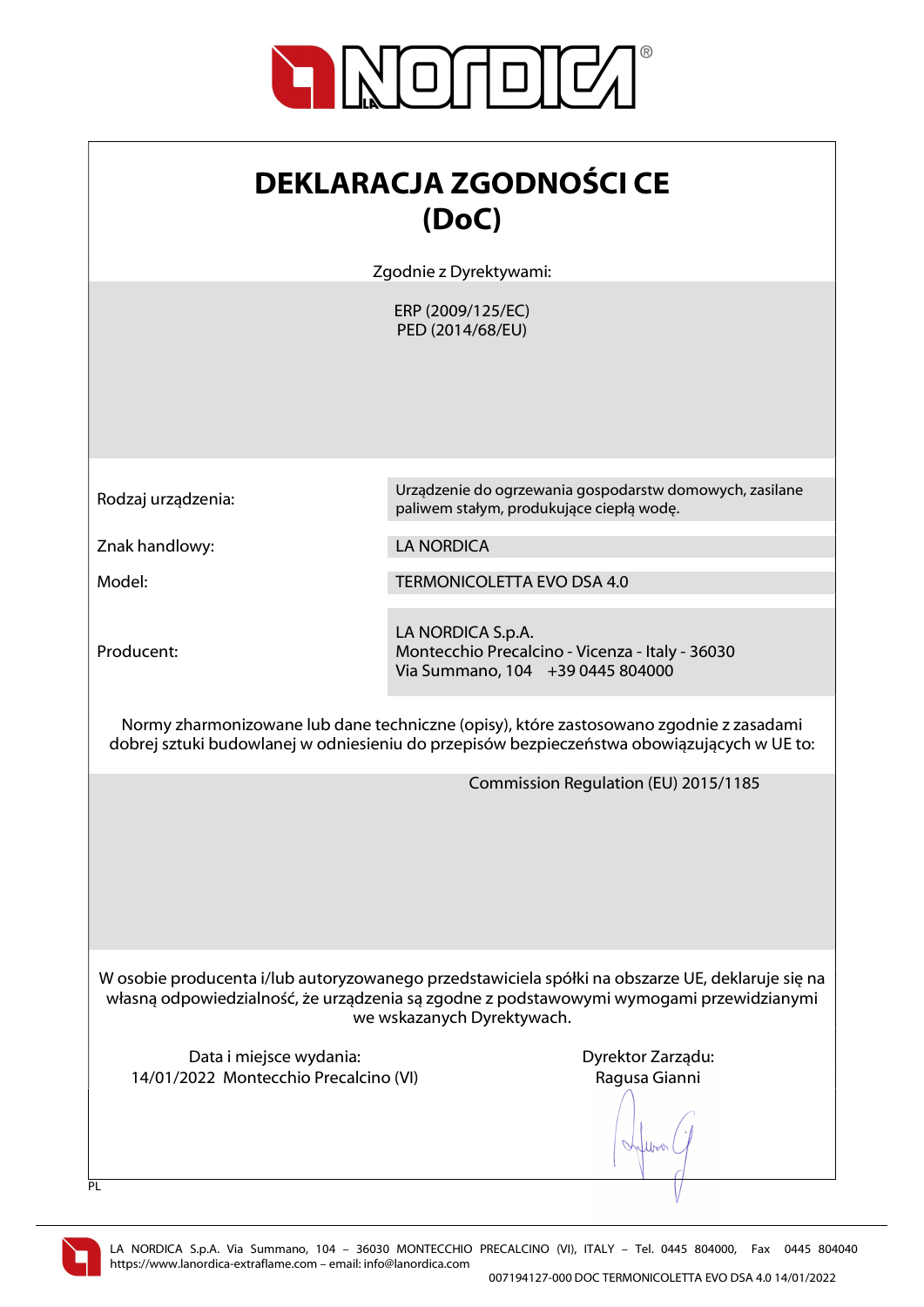# DEKLARACJA ZGODNOŚCI CE (DoC)

Zgodnie z Dyrektywami:

ERP (2009/125/EC)
PED (2014/68/EU)

| | |
|---|---|
| Rodzaj urządzenia: | Urządzenie do ogrzewania gospodarstw domowych, zasilane paliwem stałym, produkujące ciepłą wodę. |
| Znak handlowy: | LA NORDICA |
| Model: | TERMONICOLETTA EVO DSA 4.0 |
| Producent: | LA NORDICA S.p.A.<br>Montecchio Precalcino - Vicenza - Italy - 36030<br>Via Summano, 104 +39 0445 804000 |

Normy zharmonizowane lub dane techniczne (opisy), które zastosowano zgodnie z zasadami dobrej sztuki budowlanej w odniesieniu do przepisów bezpieczeństwa obowiązujących w UE to:

Commission Regulation (EU) 2015/1185

W osobie producenta i/lub autoryzowanego przedstawiciela spółki na obszarze UE, deklaruje się na własną odpowiedzialność, że urządzenia są zgodne z podstawowymi wymogami przewidzianymi we wskazanych Dyrektywach.

Data i miejsce wydania:
14/01/2022 Montecchio Precalcino (VI)

Dyrektor Zarządu:
Ragusa Gianni

PL

LA NORDICA S.p.A. Via Summano, 104 – 36030 MONTECCHIO PRECALCINO (VI), ITALY – Tel. 0445 804000, Fax 0445 804040
https://www.lanordica-extraflame.com – email: info@lanordica.com

007194127-000 DOC TERMONICOLETTA EVO DSA 4.0 14/01/2022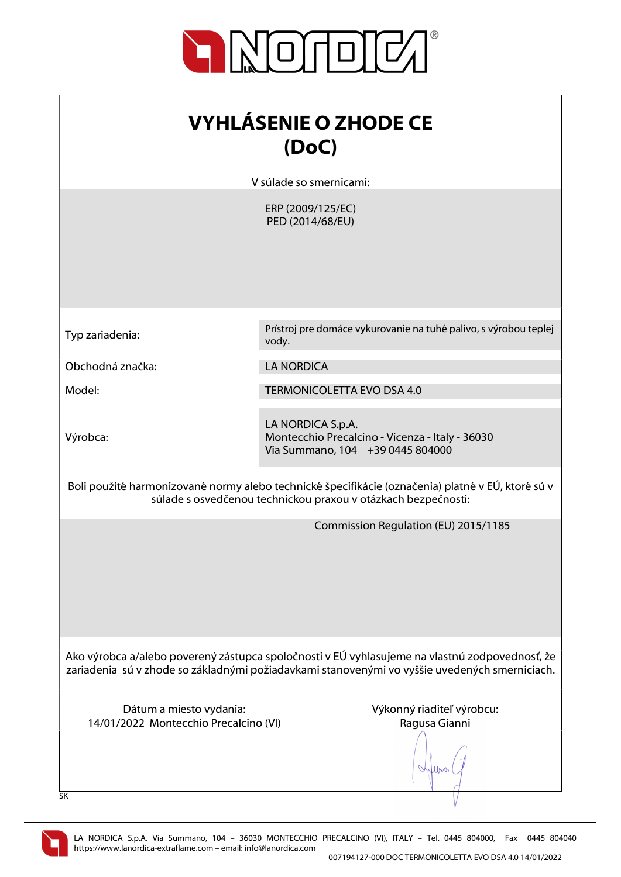# VYHLÁSENIE O ZHODE CE
# (DoC)

V súlade so smernicami:

ERP (2009/125/EC)
PED (2014/68/EU)

| | |
|---|---|
| Typ zariadenia: | Prístroj pre domáce vykurovanie na tuhé palivo, s výrobou teplej vody. |
| Obchodná značka: | LA NORDICA |
| Model: | TERMONICOLETTA EVO DSA 4.0 |
| Výrobca: | LA NORDICA S.p.A.<br>Montecchio Precalcino - Vicenza - Italy - 36030<br>Via Summano, 104 +39 0445 804000 |

Boli použité harmonizované normy alebo technické špecifikácie (označenia) platné v EÚ, ktoré sú v súlade s osvedčenou technickou praxou v otázkach bezpečnosti:

Commission Regulation (EU) 2015/1185

Ako výrobca a/alebo poverený zástupca spoločnosti v EÚ vyhlasujeme na vlastnú zodpovednosť, že zariadenia sú v zhode so základnými požiadavkami stanovenými vo vyššie uvedených smerniciach.

Dátum a miesto vydania:
14/01/2022 Montecchio Precalcino (VI)

Výkonný riaditeľ výrobcu:
Ragusa Gianni

SK

LA NORDICA S.p.A. Via Summano, 104 – 36030 MONTECCHIO PRECALCINO (VI), ITALY – Tel. 0445 804000, Fax 0445 804040
https://www.lanordica-extraflame.com – email: info@lanordica.com

007194127-000 DOC TERMONICOLETTA EVO DSA 4.0 14/01/2022